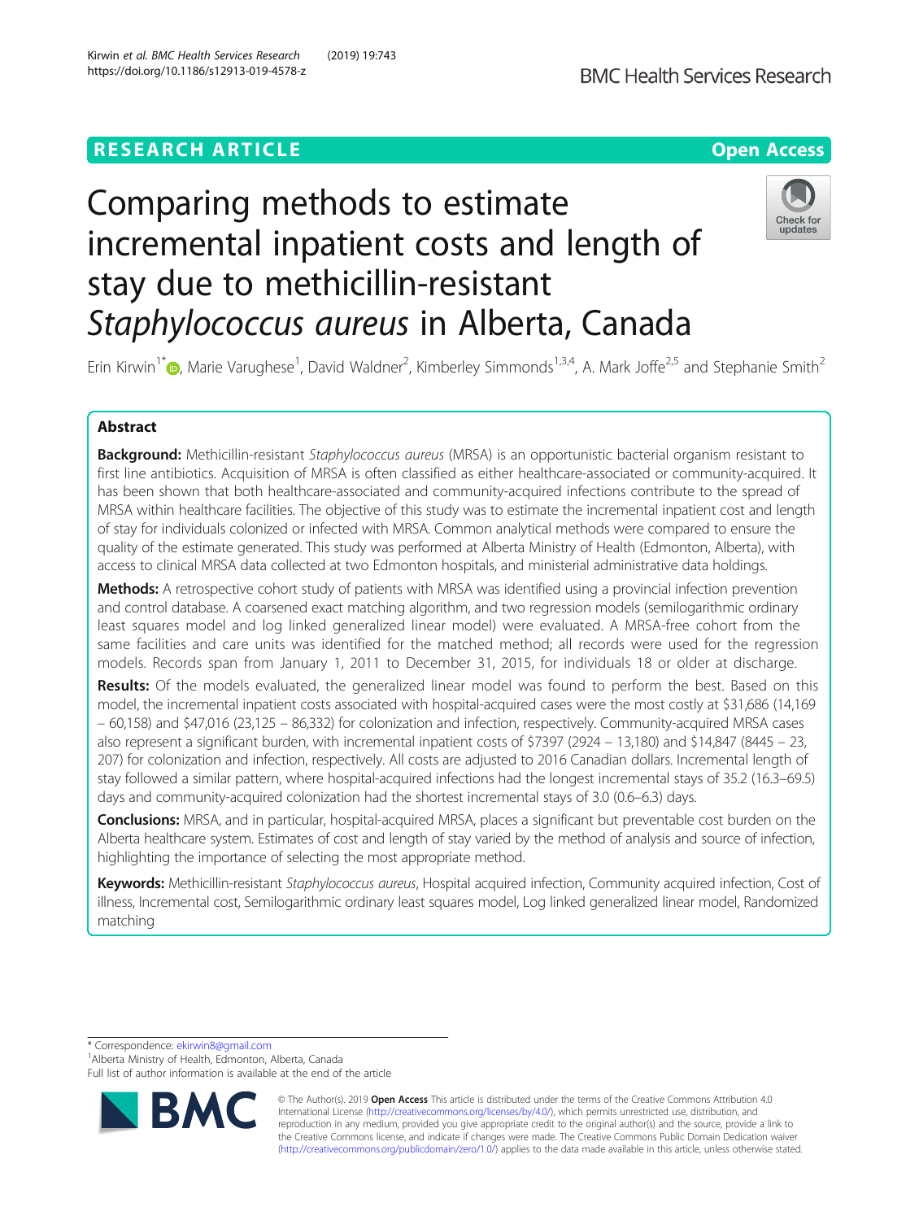RESEARCH ARTICLE

Open Access

# Comparing methods to estimate incremental inpatient costs and length of stay due to methicillin-resistant *Staphylococcus aureus* in Alberta, Canada

Erin Kirwin[1*], Marie Varughese[1], David Waldner[2], Kimberley Simmonds[1,3,4], A. Mark Joffe[2,5] and Stephanie Smith[2]

## Abstract

**Background:** Methicillin-resistant *Staphylococcus aureus* (MRSA) is an opportunistic bacterial organism resistant to first line antibiotics. Acquisition of MRSA is often classified as either healthcare-associated or community-acquired. It has been shown that both healthcare-associated and community-acquired infections contribute to the spread of MRSA within healthcare facilities. The objective of this study was to estimate the incremental inpatient cost and length of stay for individuals colonized or infected with MRSA. Common analytical methods were compared to ensure the quality of the estimate generated. This study was performed at Alberta Ministry of Health (Edmonton, Alberta), with access to clinical MRSA data collected at two Edmonton hospitals, and ministerial administrative data holdings.

**Methods:** A retrospective cohort study of patients with MRSA was identified using a provincial infection prevention and control database. A coarsened exact matching algorithm, and two regression models (semilogarithmic ordinary least squares model and log linked generalized linear model) were evaluated. A MRSA-free cohort from the same facilities and care units was identified for the matched method; all records were used for the regression models. Records span from January 1, 2011 to December 31, 2015, for individuals 18 or older at discharge.

**Results:** Of the models evaluated, the generalized linear model was found to perform the best. Based on this model, the incremental inpatient costs associated with hospital-acquired cases were the most costly at $31,686 (14,169 – 60,158) and $47,016 (23,125 – 86,332) for colonization and infection, respectively. Community-acquired MRSA cases also represent a significant burden, with incremental inpatient costs of $7397 (2924 – 13,180) and $14,847 (8445 – 23, 207) for colonization and infection, respectively. All costs are adjusted to 2016 Canadian dollars. Incremental length of stay followed a similar pattern, where hospital-acquired infections had the longest incremental stays of 35.2 (16.3–69.5) days and community-acquired colonization had the shortest incremental stays of 3.0 (0.6–6.3) days.

**Conclusions:** MRSA, and in particular, hospital-acquired MRSA, places a significant but preventable cost burden on the Alberta healthcare system. Estimates of cost and length of stay varied by the method of analysis and source of infection, highlighting the importance of selecting the most appropriate method.

**Keywords:** Methicillin-resistant *Staphylococcus aureus*, Hospital acquired infection, Community acquired infection, Cost of illness, Incremental cost, Semilogarithmic ordinary least squares model, Log linked generalized linear model, Randomized matching

---

\* Correspondence: ekirwin8@gmail.com
[1]Alberta Ministry of Health, Edmonton, Alberta, Canada
Full list of author information is available at the end of the article

© The Author(s). 2019 **Open Access** This article is distributed under the terms of the Creative Commons Attribution 4.0 International License (http://creativecommons.org/licenses/by/4.0/), which permits unrestricted use, distribution, and reproduction in any medium, provided you give appropriate credit to the original author(s) and the source, provide a link to the Creative Commons license, and indicate if changes were made. The Creative Commons Public Domain Dedication waiver (http://creativecommons.org/publicdomain/zero/1.0/) applies to the data made available in this article, unless otherwise stated.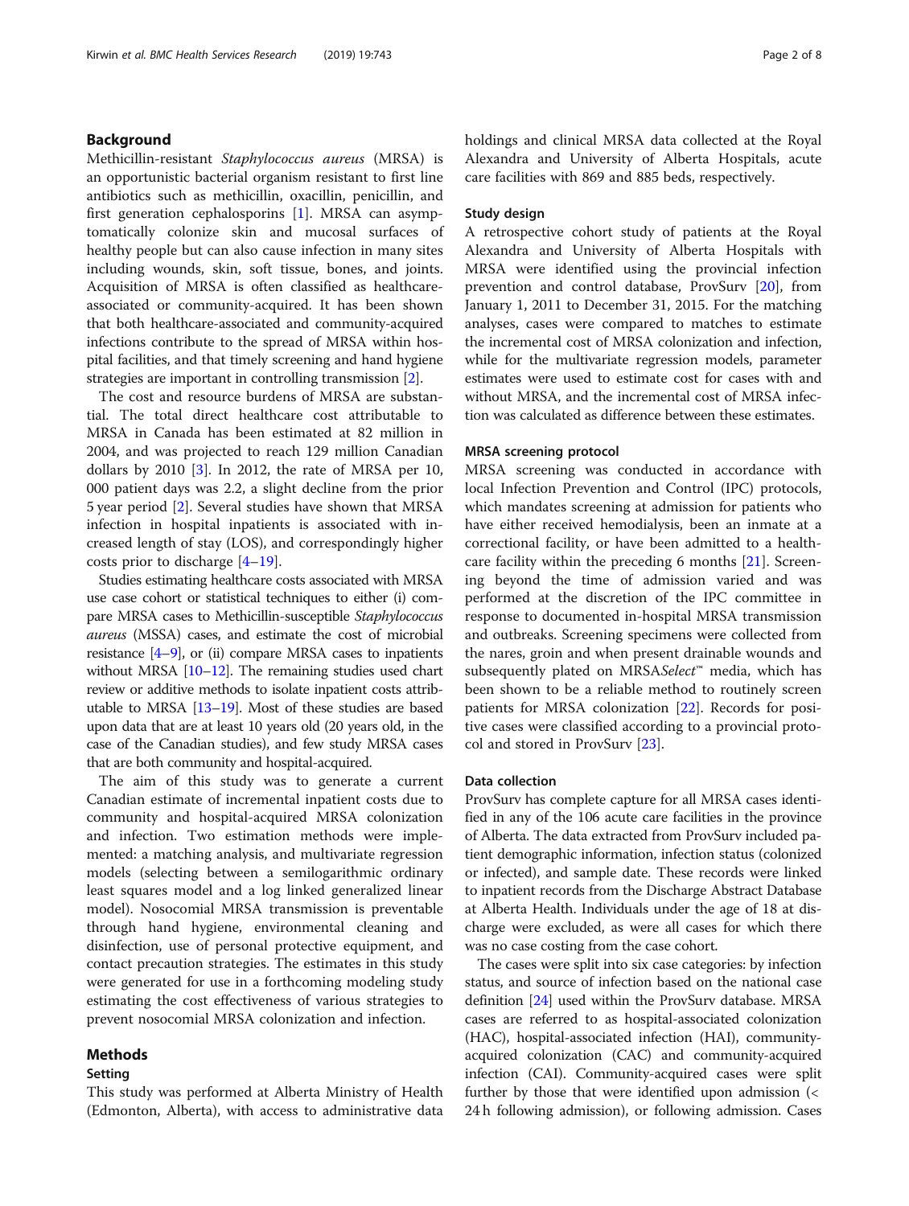## Background

Methicillin-resistant *Staphylococcus aureus* (MRSA) is an opportunistic bacterial organism resistant to first line antibiotics such as methicillin, oxacillin, penicillin, and first generation cephalosporins [1]. MRSA can asymptomatically colonize skin and mucosal surfaces of healthy people but can also cause infection in many sites including wounds, skin, soft tissue, bones, and joints. Acquisition of MRSA is often classified as healthcare-associated or community-acquired. It has been shown that both healthcare-associated and community-acquired infections contribute to the spread of MRSA within hospital facilities, and that timely screening and hand hygiene strategies are important in controlling transmission [2].

The cost and resource burdens of MRSA are substantial. The total direct healthcare cost attributable to MRSA in Canada has been estimated at 82 million in 2004, and was projected to reach 129 million Canadian dollars by 2010 [3]. In 2012, the rate of MRSA per 10, 000 patient days was 2.2, a slight decline from the prior 5 year period [2]. Several studies have shown that MRSA infection in hospital inpatients is associated with increased length of stay (LOS), and correspondingly higher costs prior to discharge [4–19].

Studies estimating healthcare costs associated with MRSA use case cohort or statistical techniques to either (i) compare MRSA cases to Methicillin-susceptible *Staphylococcus aureus* (MSSA) cases, and estimate the cost of microbial resistance [4–9], or (ii) compare MRSA cases to inpatients without MRSA [10–12]. The remaining studies used chart review or additive methods to isolate inpatient costs attributable to MRSA [13–19]. Most of these studies are based upon data that are at least 10 years old (20 years old, in the case of the Canadian studies), and few study MRSA cases that are both community and hospital-acquired.

The aim of this study was to generate a current Canadian estimate of incremental inpatient costs due to community and hospital-acquired MRSA colonization and infection. Two estimation methods were implemented: a matching analysis, and multivariate regression models (selecting between a semilogarithmic ordinary least squares model and a log linked generalized linear model). Nosocomial MRSA transmission is preventable through hand hygiene, environmental cleaning and disinfection, use of personal protective equipment, and contact precaution strategies. The estimates in this study were generated for use in a forthcoming modeling study estimating the cost effectiveness of various strategies to prevent nosocomial MRSA colonization and infection.

## Methods

### Setting

This study was performed at Alberta Ministry of Health (Edmonton, Alberta), with access to administrative data holdings and clinical MRSA data collected at the Royal Alexandra and University of Alberta Hospitals, acute care facilities with 869 and 885 beds, respectively.

### Study design

A retrospective cohort study of patients at the Royal Alexandra and University of Alberta Hospitals with MRSA were identified using the provincial infection prevention and control database, ProvSurv [20], from January 1, 2011 to December 31, 2015. For the matching analyses, cases were compared to matches to estimate the incremental cost of MRSA colonization and infection, while for the multivariate regression models, parameter estimates were used to estimate cost for cases with and without MRSA, and the incremental cost of MRSA infection was calculated as difference between these estimates.

### MRSA screening protocol

MRSA screening was conducted in accordance with local Infection Prevention and Control (IPC) protocols, which mandates screening at admission for patients who have either received hemodialysis, been an inmate at a correctional facility, or have been admitted to a healthcare facility within the preceding 6 months [21]. Screening beyond the time of admission varied and was performed at the discretion of the IPC committee in response to documented in-hospital MRSA transmission and outbreaks. Screening specimens were collected from the nares, groin and when present drainable wounds and subsequently plated on MRSA*Select*™ media, which has been shown to be a reliable method to routinely screen patients for MRSA colonization [22]. Records for positive cases were classified according to a provincial protocol and stored in ProvSurv [23].

### Data collection

ProvSurv has complete capture for all MRSA cases identified in any of the 106 acute care facilities in the province of Alberta. The data extracted from ProvSurv included patient demographic information, infection status (colonized or infected), and sample date. These records were linked to inpatient records from the Discharge Abstract Database at Alberta Health. Individuals under the age of 18 at discharge were excluded, as were all cases for which there was no case costing from the case cohort.

The cases were split into six case categories: by infection status, and source of infection based on the national case definition [24] used within the ProvSurv database. MRSA cases are referred to as hospital-associated colonization (HAC), hospital-associated infection (HAI), community-acquired colonization (CAC) and community-acquired infection (CAI). Community-acquired cases were split further by those that were identified upon admission (< 24 h following admission), or following admission. Cases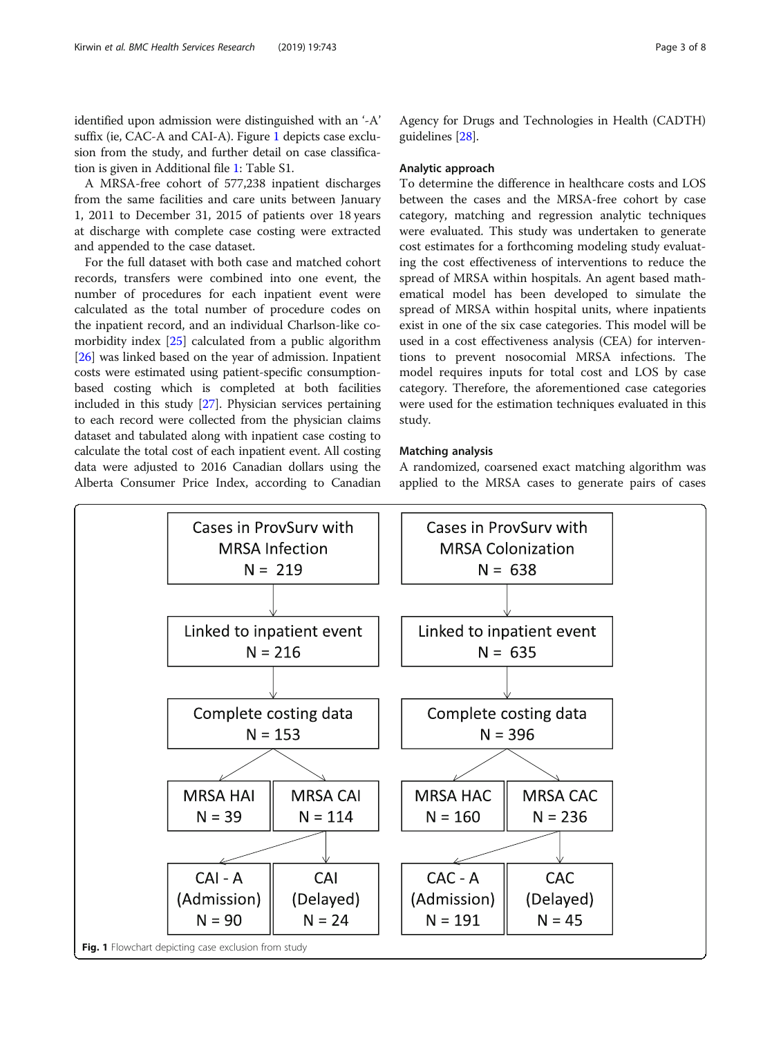identified upon admission were distinguished with an '-A' suffix (ie, CAC-A and CAI-A). Figure 1 depicts case exclusion from the study, and further detail on case classification is given in Additional file 1: Table S1.

A MRSA-free cohort of 577,238 inpatient discharges from the same facilities and care units between January 1, 2011 to December 31, 2015 of patients over 18 years at discharge with complete case costing were extracted and appended to the case dataset.

For the full dataset with both case and matched cohort records, transfers were combined into one event, the number of procedures for each inpatient event were calculated as the total number of procedure codes on the inpatient record, and an individual Charlson-like comorbidity index [25] calculated from a public algorithm [26] was linked based on the year of admission. Inpatient costs were estimated using patient-specific consumption-based costing which is completed at both facilities included in this study [27]. Physician services pertaining to each record were collected from the physician claims dataset and tabulated along with inpatient case costing to calculate the total cost of each inpatient event. All costing data were adjusted to 2016 Canadian dollars using the Alberta Consumer Price Index, according to Canadian Agency for Drugs and Technologies in Health (CADTH) guidelines [28].

## Analytic approach

To determine the difference in healthcare costs and LOS between the cases and the MRSA-free cohort by case category, matching and regression analytic techniques were evaluated. This study was undertaken to generate cost estimates for a forthcoming modeling study evaluating the cost effectiveness of interventions to reduce the spread of MRSA within hospitals. An agent based mathematical model has been developed to simulate the spread of MRSA within hospital units, where inpatients exist in one of the six case categories. This model will be used in a cost effectiveness analysis (CEA) for interventions to prevent nosocomial MRSA infections. The model requires inputs for total cost and LOS by case category. Therefore, the aforementioned case categories were used for the estimation techniques evaluated in this study.

## Matching analysis

A randomized, coarsened exact matching algorithm was applied to the MRSA cases to generate pairs of cases

Cases in ProvSurv with MRSA Infection N = 219 → Linked to inpatient event N = 216 → Complete costing data N = 153 → MRSA HAI N = 39; MRSA CAI N = 114 → CAI - A (Admission) N = 90; CAI (Delayed) N = 24

Cases in ProvSurv with MRSA Colonization N = 638 → Linked to inpatient event N = 635 → Complete costing data N = 396 → MRSA HAC N = 160; MRSA CAC N = 236 → CAC - A (Admission) N = 191; CAC (Delayed) N = 45

**Fig. 1** Flowchart depicting case exclusion from study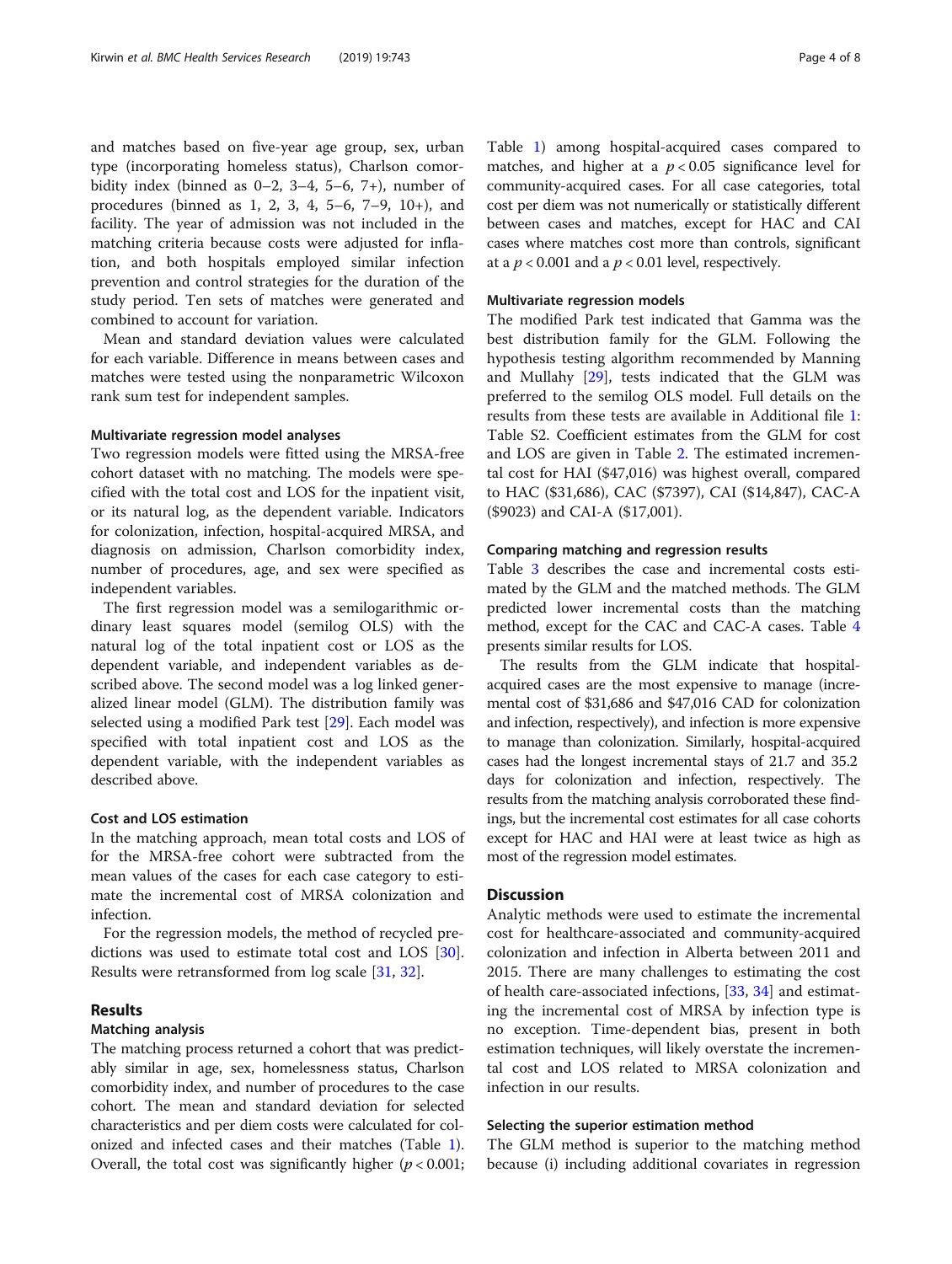and matches based on five-year age group, sex, urban type (incorporating homeless status), Charlson comorbidity index (binned as 0–2, 3–4, 5–6, 7+), number of procedures (binned as 1, 2, 3, 4, 5–6, 7–9, 10+), and facility. The year of admission was not included in the matching criteria because costs were adjusted for inflation, and both hospitals employed similar infection prevention and control strategies for the duration of the study period. Ten sets of matches were generated and combined to account for variation.

Mean and standard deviation values were calculated for each variable. Difference in means between cases and matches were tested using the nonparametric Wilcoxon rank sum test for independent samples.

#### Multivariate regression model analyses

Two regression models were fitted using the MRSA-free cohort dataset with no matching. The models were specified with the total cost and LOS for the inpatient visit, or its natural log, as the dependent variable. Indicators for colonization, infection, hospital-acquired MRSA, and diagnosis on admission, Charlson comorbidity index, number of procedures, age, and sex were specified as independent variables.

The first regression model was a semilogarithmic ordinary least squares model (semilog OLS) with the natural log of the total inpatient cost or LOS as the dependent variable, and independent variables as described above. The second model was a log linked generalized linear model (GLM). The distribution family was selected using a modified Park test [29]. Each model was specified with total inpatient cost and LOS as the dependent variable, with the independent variables as described above.

#### Cost and LOS estimation

In the matching approach, mean total costs and LOS of for the MRSA-free cohort were subtracted from the mean values of the cases for each case category to estimate the incremental cost of MRSA colonization and infection.

For the regression models, the method of recycled predictions was used to estimate total cost and LOS [30]. Results were retransformed from log scale [31, 32].

## Results

#### Matching analysis

The matching process returned a cohort that was predictably similar in age, sex, homelessness status, Charlson comorbidity index, and number of procedures to the case cohort. The mean and standard deviation for selected characteristics and per diem costs were calculated for colonized and infected cases and their matches (Table 1). Overall, the total cost was significantly higher ($p < 0.001$; Table 1) among hospital-acquired cases compared to matches, and higher at a $p < 0.05$ significance level for community-acquired cases. For all case categories, total cost per diem was not numerically or statistically different between cases and matches, except for HAC and CAI cases where matches cost more than controls, significant at a $p < 0.001$ and a $p < 0.01$ level, respectively.

#### Multivariate regression models

The modified Park test indicated that Gamma was the best distribution family for the GLM. Following the hypothesis testing algorithm recommended by Manning and Mullahy [29], tests indicated that the GLM was preferred to the semilog OLS model. Full details on the results from these tests are available in Additional file 1: Table S2. Coefficient estimates from the GLM for cost and LOS are given in Table 2. The estimated incremental cost for HAI ($47,016) was highest overall, compared to HAC ($31,686), CAC ($7397), CAI ($14,847), CAC-A ($9023) and CAI-A ($17,001).

#### Comparing matching and regression results

Table 3 describes the case and incremental costs estimated by the GLM and the matched methods. The GLM predicted lower incremental costs than the matching method, except for the CAC and CAC-A cases. Table 4 presents similar results for LOS.

The results from the GLM indicate that hospital-acquired cases are the most expensive to manage (incremental cost of $31,686 and $47,016 CAD for colonization and infection, respectively), and infection is more expensive to manage than colonization. Similarly, hospital-acquired cases had the longest incremental stays of 21.7 and 35.2 days for colonization and infection, respectively. The results from the matching analysis corroborated these findings, but the incremental cost estimates for all case cohorts except for HAC and HAI were at least twice as high as most of the regression model estimates.

## Discussion

Analytic methods were used to estimate the incremental cost for healthcare-associated and community-acquired colonization and infection in Alberta between 2011 and 2015. There are many challenges to estimating the cost of health care-associated infections, [33, 34] and estimating the incremental cost of MRSA by infection type is no exception. Time-dependent bias, present in both estimation techniques, will likely overstate the incremental cost and LOS related to MRSA colonization and infection in our results.

#### Selecting the superior estimation method

The GLM method is superior to the matching method because (i) including additional covariates in regression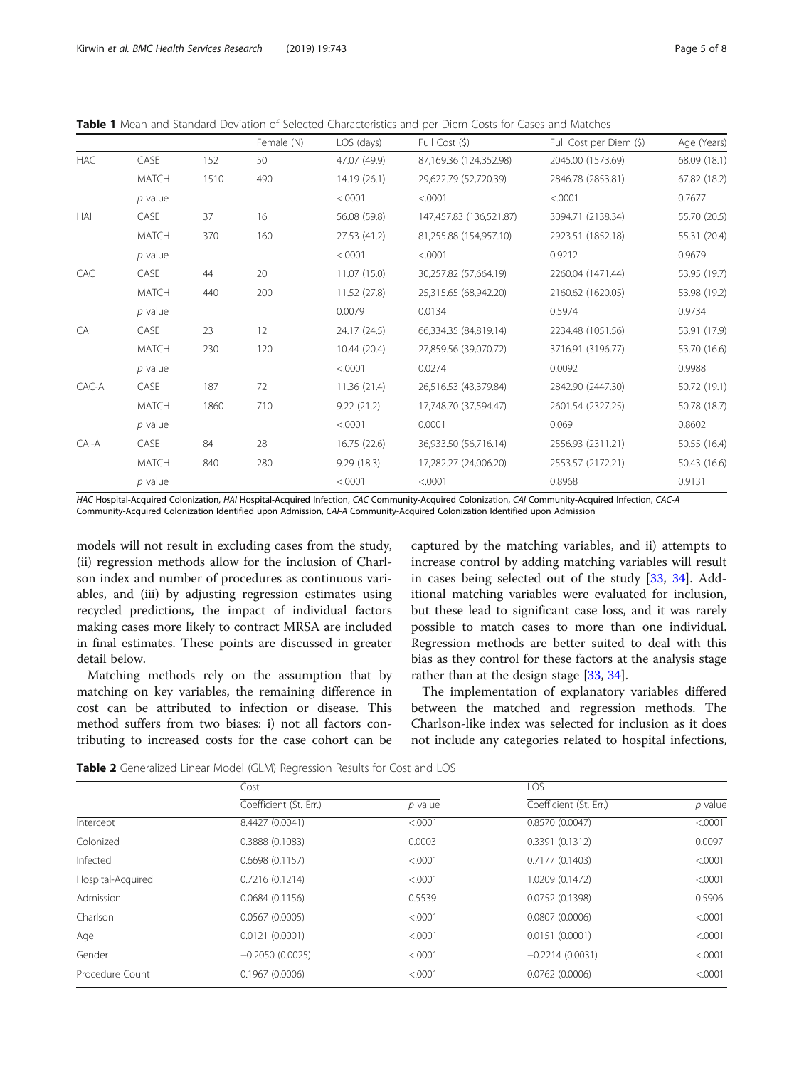**Table 1** Mean and Standard Deviation of Selected Characteristics and per Diem Costs for Cases and Matches

| | | | Female (N) | LOS (days) | Full Cost ($) | Full Cost per Diem ($) | Age (Years) |
|---|---|---|---|---|---|---|---|
| HAC | CASE | 152 | 50 | 47.07 (49.9) | 87,169.36 (124,352.98) | 2045.00 (1573.69) | 68.09 (18.1) |
| | MATCH | 1510 | 490 | 14.19 (26.1) | 29,622.79 (52,720.39) | 2846.78 (2853.81) | 67.82 (18.2) |
| | *p* value | | | <.0001 | <.0001 | <.0001 | 0.7677 |
| HAI | CASE | 37 | 16 | 56.08 (59.8) | 147,457.83 (136,521.87) | 3094.71 (2138.34) | 55.70 (20.5) |
| | MATCH | 370 | 160 | 27.53 (41.2) | 81,255.88 (154,957.10) | 2923.51 (1852.18) | 55.31 (20.4) |
| | *p* value | | | <.0001 | <.0001 | 0.9212 | 0.9679 |
| CAC | CASE | 44 | 20 | 11.07 (15.0) | 30,257.82 (57,664.19) | 2260.04 (1471.44) | 53.95 (19.7) |
| | MATCH | 440 | 200 | 11.52 (27.8) | 25,315.65 (68,942.20) | 2160.62 (1620.05) | 53.98 (19.2) |
| | *p* value | | | 0.0079 | 0.0134 | 0.5974 | 0.9734 |
| CAI | CASE | 23 | 12 | 24.17 (24.5) | 66,334.35 (84,819.14) | 2234.48 (1051.56) | 53.91 (17.9) |
| | MATCH | 230 | 120 | 10.44 (20.4) | 27,859.56 (39,070.72) | 3716.91 (3196.77) | 53.70 (16.6) |
| | *p* value | | | <.0001 | 0.0274 | 0.0092 | 0.9988 |
| CAC-A | CASE | 187 | 72 | 11.36 (21.4) | 26,516.53 (43,379.84) | 2842.90 (2447.30) | 50.72 (19.1) |
| | MATCH | 1860 | 710 | 9.22 (21.2) | 17,748.70 (37,594.47) | 2601.54 (2327.25) | 50.78 (18.7) |
| | *p* value | | | <.0001 | 0.0001 | 0.069 | 0.8602 |
| CAI-A | CASE | 84 | 28 | 16.75 (22.6) | 36,933.50 (56,716.14) | 2556.93 (2311.21) | 50.55 (16.4) |
| | MATCH | 840 | 280 | 9.29 (18.3) | 17,282.27 (24,006.20) | 2553.57 (2172.21) | 50.43 (16.6) |
| | *p* value | | | <.0001 | <.0001 | 0.8968 | 0.9131 |

*HAC* Hospital-Acquired Colonization, *HAI* Hospital-Acquired Infection, *CAC* Community-Acquired Colonization, *CAI* Community-Acquired Infection, *CAC-A* Community-Acquired Colonization Identified upon Admission, *CAI-A* Community-Acquired Colonization Identified upon Admission

models will not result in excluding cases from the study, (ii) regression methods allow for the inclusion of Charlson index and number of procedures as continuous variables, and (iii) by adjusting regression estimates using recycled predictions, the impact of individual factors making cases more likely to contract MRSA are included in final estimates. These points are discussed in greater detail below.

Matching methods rely on the assumption that by matching on key variables, the remaining difference in cost can be attributed to infection or disease. This method suffers from two biases: i) not all factors contributing to increased costs for the case cohort can be captured by the matching variables, and ii) attempts to increase control by adding matching variables will result in cases being selected out of the study [33, 34]. Additional matching variables were evaluated for inclusion, but these lead to significant case loss, and it was rarely possible to match cases to more than one individual. Regression methods are better suited to deal with this bias as they control for these factors at the analysis stage rather than at the design stage [33, 34].

The implementation of explanatory variables differed between the matched and regression methods. The Charlson-like index was selected for inclusion as it does not include any categories related to hospital infections,

**Table 2** Generalized Linear Model (GLM) Regression Results for Cost and LOS

| | Cost | | LOS | |
|---|---|---|---|---|
| | Coefficient (St. Err.) | *p* value | Coefficient (St. Err.) | *p* value |
| Intercept | 8.4427 (0.0041) | <.0001 | 0.8570 (0.0047) | <.0001 |
| Colonized | 0.3888 (0.1083) | 0.0003 | 0.3391 (0.1312) | 0.0097 |
| Infected | 0.6698 (0.1157) | <.0001 | 0.7177 (0.1403) | <.0001 |
| Hospital-Acquired | 0.7216 (0.1214) | <.0001 | 1.0209 (0.1472) | <.0001 |
| Admission | 0.0684 (0.1156) | 0.5539 | 0.0752 (0.1398) | 0.5906 |
| Charlson | 0.0567 (0.0005) | <.0001 | 0.0807 (0.0006) | <.0001 |
| Age | 0.0121 (0.0001) | <.0001 | 0.0151 (0.0001) | <.0001 |
| Gender | −0.2050 (0.0025) | <.0001 | −0.2214 (0.0031) | <.0001 |
| Procedure Count | 0.1967 (0.0006) | <.0001 | 0.0762 (0.0006) | <.0001 |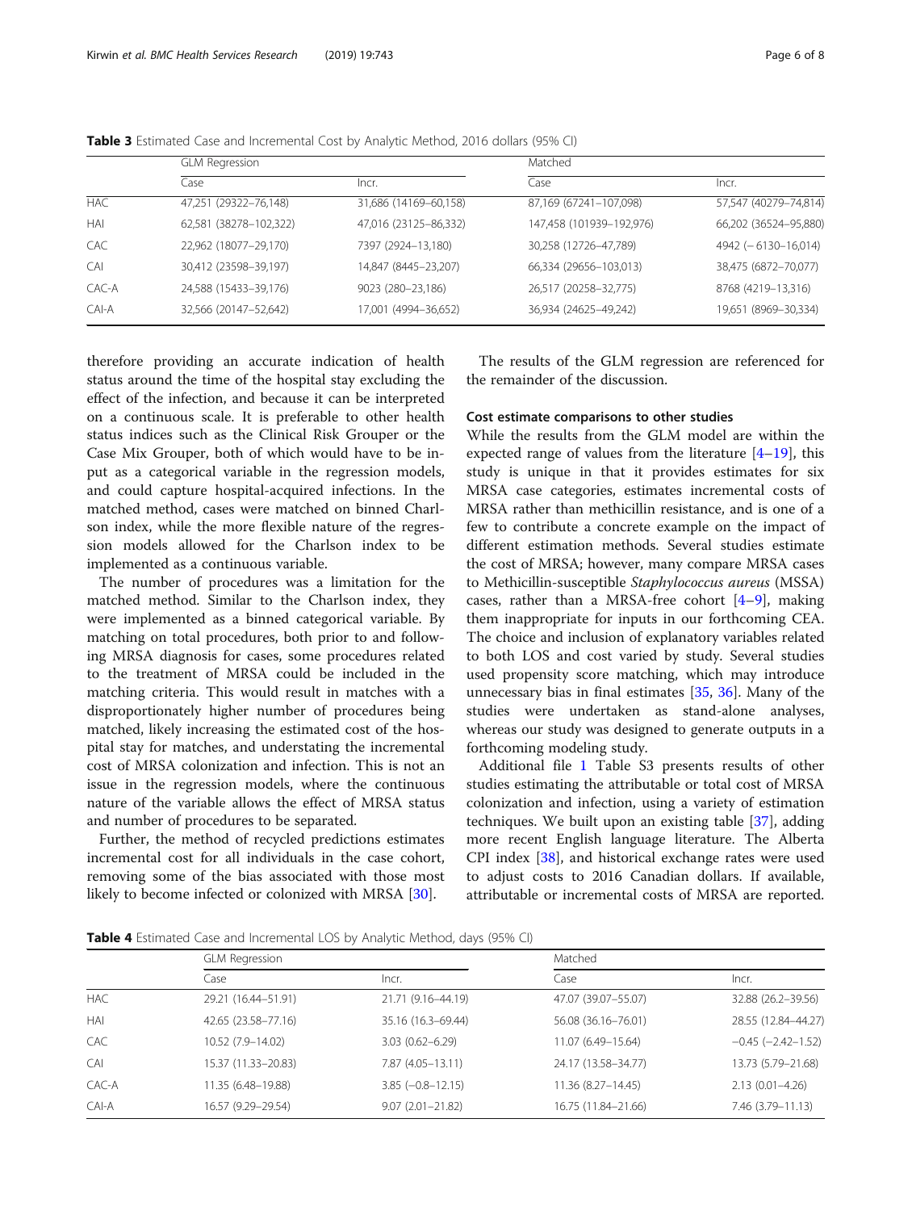**Table 3** Estimated Case and Incremental Cost by Analytic Method, 2016 dollars (95% CI)

| | GLM Regression | | Matched | |
|---|---|---|---|---|
| | Case | Incr. | Case | Incr. |
| HAC | 47,251 (29322–76,148) | 31,686 (14169–60,158) | 87,169 (67241–107,098) | 57,547 (40279–74,814) |
| HAI | 62,581 (38278–102,322) | 47,016 (23125–86,332) | 147,458 (101939–192,976) | 66,202 (36524–95,880) |
| CAC | 22,962 (18077–29,170) | 7397 (2924–13,180) | 30,258 (12726–47,789) | 4942 (− 6130–16,014) |
| CAI | 30,412 (23598–39,197) | 14,847 (8445–23,207) | 66,334 (29656–103,013) | 38,475 (6872–70,077) |
| CAC-A | 24,588 (15433–39,176) | 9023 (280–23,186) | 26,517 (20258–32,775) | 8768 (4219–13,316) |
| CAI-A | 32,566 (20147–52,642) | 17,001 (4994–36,652) | 36,934 (24625–49,242) | 19,651 (8969–30,334) |

therefore providing an accurate indication of health status around the time of the hospital stay excluding the effect of the infection, and because it can be interpreted on a continuous scale. It is preferable to other health status indices such as the Clinical Risk Grouper or the Case Mix Grouper, both of which would have to be input as a categorical variable in the regression models, and could capture hospital-acquired infections. In the matched method, cases were matched on binned Charlson index, while the more flexible nature of the regression models allowed for the Charlson index to be implemented as a continuous variable.

The number of procedures was a limitation for the matched method. Similar to the Charlson index, they were implemented as a binned categorical variable. By matching on total procedures, both prior to and following MRSA diagnosis for cases, some procedures related to the treatment of MRSA could be included in the matching criteria. This would result in matches with a disproportionately higher number of procedures being matched, likely increasing the estimated cost of the hospital stay for matches, and understating the incremental cost of MRSA colonization and infection. This is not an issue in the regression models, where the continuous nature of the variable allows the effect of MRSA status and number of procedures to be separated.

Further, the method of recycled predictions estimates incremental cost for all individuals in the case cohort, removing some of the bias associated with those most likely to become infected or colonized with MRSA [30].

The results of the GLM regression are referenced for the remainder of the discussion.

### Cost estimate comparisons to other studies

While the results from the GLM model are within the expected range of values from the literature [4–19], this study is unique in that it provides estimates for six MRSA case categories, estimates incremental costs of MRSA rather than methicillin resistance, and is one of a few to contribute a concrete example on the impact of different estimation methods. Several studies estimate the cost of MRSA; however, many compare MRSA cases to Methicillin-susceptible *Staphylococcus aureus* (MSSA) cases, rather than a MRSA-free cohort [4–9], making them inappropriate for inputs in our forthcoming CEA. The choice and inclusion of explanatory variables related to both LOS and cost varied by study. Several studies used propensity score matching, which may introduce unnecessary bias in final estimates [35, 36]. Many of the studies were undertaken as stand-alone analyses, whereas our study was designed to generate outputs in a forthcoming modeling study.

Additional file 1 Table S3 presents results of other studies estimating the attributable or total cost of MRSA colonization and infection, using a variety of estimation techniques. We built upon an existing table [37], adding more recent English language literature. The Alberta CPI index [38], and historical exchange rates were used to adjust costs to 2016 Canadian dollars. If available, attributable or incremental costs of MRSA are reported.

**Table 4** Estimated Case and Incremental LOS by Analytic Method, days (95% CI)

| | GLM Regression | | Matched | |
|---|---|---|---|---|
| | Case | Incr. | Case | Incr. |
| HAC | 29.21 (16.44–51.91) | 21.71 (9.16–44.19) | 47.07 (39.07–55.07) | 32.88 (26.2–39.56) |
| HAI | 42.65 (23.58–77.16) | 35.16 (16.3–69.44) | 56.08 (36.16–76.01) | 28.55 (12.84–44.27) |
| CAC | 10.52 (7.9–14.02) | 3.03 (0.62–6.29) | 11.07 (6.49–15.64) | −0.45 (−2.42–1.52) |
| CAI | 15.37 (11.33–20.83) | 7.87 (4.05–13.11) | 24.17 (13.58–34.77) | 13.73 (5.79–21.68) |
| CAC-A | 11.35 (6.48–19.88) | 3.85 (−0.8–12.15) | 11.36 (8.27–14.45) | 2.13 (0.01–4.26) |
| CAI-A | 16.57 (9.29–29.54) | 9.07 (2.01–21.82) | 16.75 (11.84–21.66) | 7.46 (3.79–11.13) |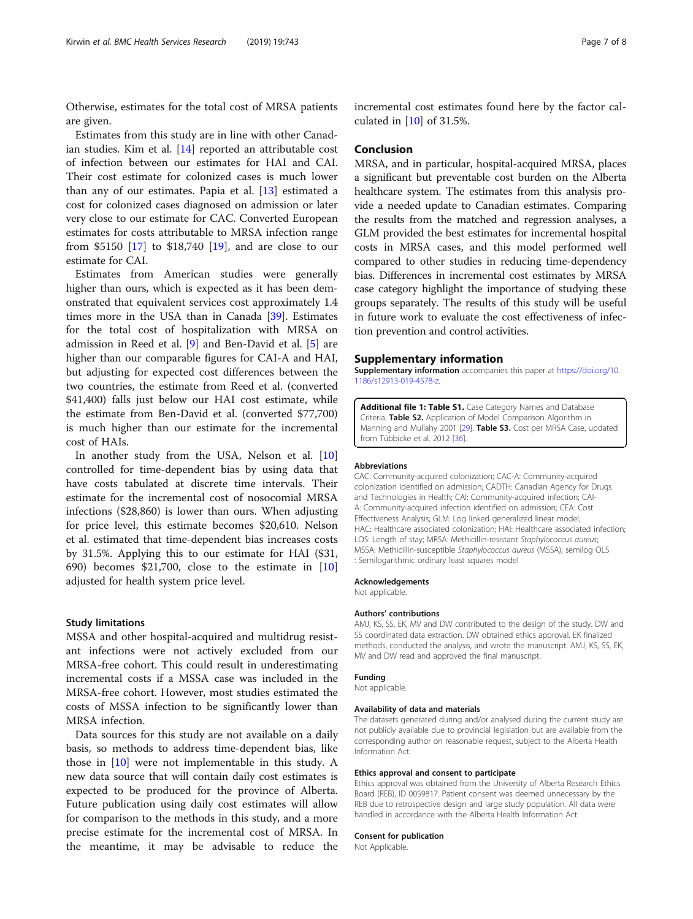Otherwise, estimates for the total cost of MRSA patients are given.

Estimates from this study are in line with other Canadian studies. Kim et al. [14] reported an attributable cost of infection between our estimates for HAI and CAI. Their cost estimate for colonized cases is much lower than any of our estimates. Papia et al. [13] estimated a cost for colonized cases diagnosed on admission or later very close to our estimate for CAC. Converted European estimates for costs attributable to MRSA infection range from \$5150 [17] to \$18,740 [19], and are close to our estimate for CAI.

Estimates from American studies were generally higher than ours, which is expected as it has been demonstrated that equivalent services cost approximately 1.4 times more in the USA than in Canada [39]. Estimates for the total cost of hospitalization with MRSA on admission in Reed et al. [9] and Ben-David et al. [5] are higher than our comparable figures for CAI-A and HAI, but adjusting for expected cost differences between the two countries, the estimate from Reed et al. (converted \$41,400) falls just below our HAI cost estimate, while the estimate from Ben-David et al. (converted \$77,700) is much higher than our estimate for the incremental cost of HAIs.

In another study from the USA, Nelson et al. [10] controlled for time-dependent bias by using data that have costs tabulated at discrete time intervals. Their estimate for the incremental cost of nosocomial MRSA infections (\$28,860) is lower than ours. When adjusting for price level, this estimate becomes \$20,610. Nelson et al. estimated that time-dependent bias increases costs by 31.5%. Applying this to our estimate for HAI (\$31, 690) becomes \$21,700, close to the estimate in [10] adjusted for health system price level.

### Study limitations

MSSA and other hospital-acquired and multidrug resistant infections were not actively excluded from our MRSA-free cohort. This could result in underestimating incremental costs if a MSSA case was included in the MRSA-free cohort. However, most studies estimated the costs of MSSA infection to be significantly lower than MRSA infection.

Data sources for this study are not available on a daily basis, so methods to address time-dependent bias, like those in [10] were not implementable in this study. A new data source that will contain daily cost estimates is expected to be produced for the province of Alberta. Future publication using daily cost estimates will allow for comparison to the methods in this study, and a more precise estimate for the incremental cost of MRSA. In the meantime, it may be advisable to reduce the incremental cost estimates found here by the factor calculated in [10] of 31.5%.

## Conclusion

MRSA, and in particular, hospital-acquired MRSA, places a significant but preventable cost burden on the Alberta healthcare system. The estimates from this analysis provide a needed update to Canadian estimates. Comparing the results from the matched and regression analyses, a GLM provided the best estimates for incremental hospital costs in MRSA cases, and this model performed well compared to other studies in reducing time-dependency bias. Differences in incremental cost estimates by MRSA case category highlight the importance of studying these groups separately. The results of this study will be useful in future work to evaluate the cost effectiveness of infection prevention and control activities.

## Supplementary information

**Supplementary information** accompanies this paper at https://doi.org/10.1186/s12913-019-4578-z.

**Additional file 1: Table S1.** Case Category Names and Database Criteria. **Table S2.** Application of Model Comparison Algorithm in Manning and Mullahy 2001 [29]. **Table S3.** Cost per MRSA Case, updated from Tübbicke et al. 2012 [36].

#### Abbreviations

CAC: Community-acquired colonization; CAC-A: Community-acquired colonization identified on admission; CADTH: Canadian Agency for Drugs and Technologies in Health; CAI: Community-acquired infection; CAI-A: Community-acquired infection identified on admission; CEA: Cost Effectiveness Analysis; GLM: Log linked generalized linear model; HAC: Healthcare associated colonization; HAI: Healthcare associated infection; LOS: Length of stay; MRSA: Methicillin-resistant *Staphylococcus aureus*; MSSA: Methicillin-susceptible *Staphylococcus aureus* (MSSA); semilog OLS : Semilogarithmic ordinary least squares model

#### Acknowledgements

Not applicable.

#### Authors' contributions

AMJ, KS, SS, EK, MV and DW contributed to the design of the study. DW and SS coordinated data extraction. DW obtained ethics approval. EK finalized methods, conducted the analysis, and wrote the manuscript. AMJ, KS, SS, EK, MV and DW read and approved the final manuscript.

#### Funding

Not applicable.

#### Availability of data and materials

The datasets generated during and/or analysed during the current study are not publicly available due to provincial legislation but are available from the corresponding author on reasonable request, subject to the Alberta Health Information Act.

#### Ethics approval and consent to participate

Ethics approval was obtained from the University of Alberta Research Ethics Board (REB), ID 0059817. Patient consent was deemed unnecessary by the REB due to retrospective design and large study population. All data were handled in accordance with the Alberta Health Information Act.

#### Consent for publication

Not Applicable.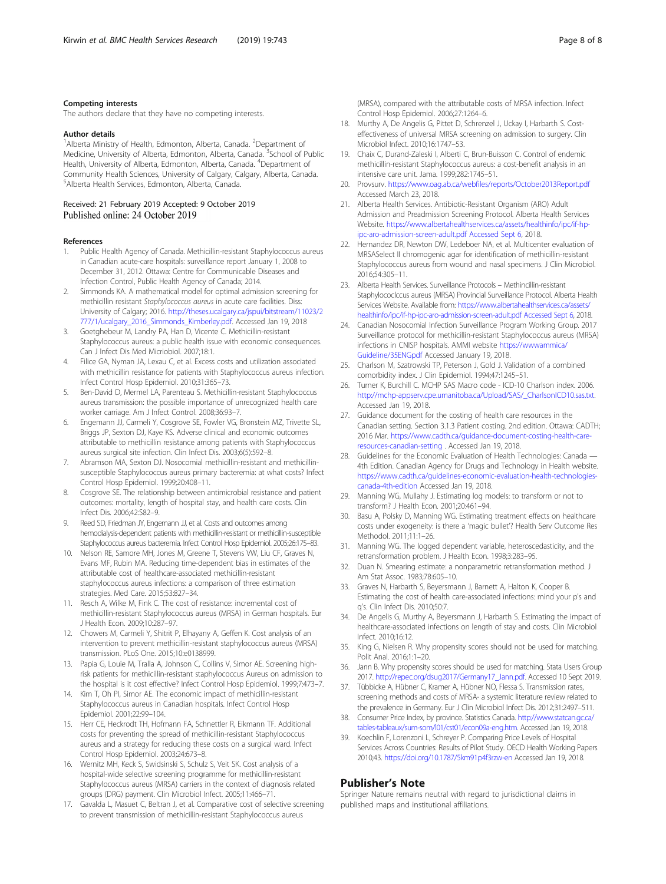### Competing interests

The authors declare that they have no competing interests.

### Author details

[1]Alberta Ministry of Health, Edmonton, Alberta, Canada. [2]Department of Medicine, University of Alberta, Edmonton, Alberta, Canada. [3]School of Public Health, University of Alberta, Edmonton, Alberta, Canada. [4]Department of Community Health Sciences, University of Calgary, Calgary, Alberta, Canada. [5]Alberta Health Services, Edmonton, Alberta, Canada.

Received: 21 February 2019 Accepted: 9 October 2019
Published online: 24 October 2019

### References

1. Public Health Agency of Canada. Methicillin-resistant Staphylococcus aureus in Canadian acute-care hospitals: surveillance report January 1, 2008 to December 31, 2012. Ottawa: Centre for Communicable Diseases and Infection Control, Public Health Agency of Canada; 2014.
2. Simmonds KA. A mathematical model for optimal admission screening for methicillin resistant *Staphylococcus aureus* in acute care facilities. Diss: University of Calgary; 2016. http://theses.ucalgary.ca/jspui/bitstream/11023/2777/1/ucalgary_2016_Simmonds_Kimberley.pdf. Accessed Jan 19, 2018
3. Goetghebeur M, Landry PA, Han D, Vicente C. Methicillin-resistant Staphylococcus aureus: a public health issue with economic consequences. Can J Infect Dis Med Micriobiol. 2007;18:1.
4. Filice GA, Nyman JA, Lexau C, et al. Excess costs and utilization associated with methicillin resistance for patients with Staphylococcus aureus infection. Infect Control Hosp Epidemiol. 2010;31:365–73.
5. Ben-David D, Mermel LA, Parenteau S. Methicillin-resistant Staphylococcus aureus transmission: the possible importance of unrecognized health care worker carriage. Am J Infect Control. 2008;36:93–7.
6. Engemann JJ, Carmeli Y, Cosgrove SE, Fowler VG, Bronstein MZ, Trivette SL, Briggs JP, Sexton DJ, Kaye KS. Adverse clinical and economic outcomes attributable to methicillin resistance among patients with Staphylococcus aureus surgical site infection. Clin Infect Dis. 2003;6(5):592–8.
7. Abramson MA, Sexton DJ. Nosocomial methicillin-resistant and methicillin-susceptible Staphylococcus aureus primary bacteremia: at what costs? Infect Control Hosp Epidemiol. 1999;20:408–11.
8. Cosgrove SE. The relationship between antimicrobial resistance and patient outcomes: mortality, length of hospital stay, and health care costs. Clin Infect Dis. 2006;42:S82–9.
9. Reed SD, Friedman JY, Engemann JJ, et al. Costs and outcomes among hemodialysis-dependent patients with methicillin-resistant or methicillin-susceptible Staphylococcus aureus bacteremia. Infect Control Hosp Epidemiol. 2005;26:175–83.
10. Nelson RE, Samore MH, Jones M, Greene T, Stevens VW, Liu CF, Graves N, Evans MF, Rubin MA. Reducing time-dependent bias in estimates of the attributable cost of healthcare-associated methicillin-resistant staphylococcus aureus infections: a comparison of three estimation strategies. Med Care. 2015;53:827–34.
11. Resch A, Wilke M, Fink C. The cost of resistance: incremental cost of methicillin-resistant Staphylococcus aureus (MRSA) in German hospitals. Eur J Health Econ. 2009;10:287–97.
12. Chowers M, Carmeli Y, Shitrit P, Elhayany A, Geffen K. Cost analysis of an intervention to prevent methicillin-resistant staphylococcus aureus (MRSA) transmission. PLoS One. 2015;10:e0138999.
13. Papia G, Louie M, Tralla A, Johnson C, Collins V, Simor AE. Screening high-risk patients for methicillin-resistant staphylococcus Aureus on admission to the hospital is it cost effective? Infect Control Hosp Epidemiol. 1999;7:473–7.
14. Kim T, Oh PI, Simor AE. The economic impact of methicillin-resistant Staphylococcus aureus in Canadian hospitals. Infect Control Hosp Epidemiol. 2001;22:99–104.
15. Herr CE, Heckrodt TH, Hofmann FA, Schnettler R, Eikmann TF. Additional costs for preventing the spread of methicillin-resistant Staphylococcus aureus and a strategy for reducing these costs on a surgical ward. Infect Control Hosp Epidemiol. 2003;24:673–8.
16. Wernitz MH, Keck S, Swidsinski S, Schulz S, Veit SK. Cost analysis of a hospital-wide selective screening programme for methicillin-resistant Staphylococcus aureus (MRSA) carriers in the context of diagnosis related groups (DRG) payment. Clin Microbiol Infect. 2005;11:466–71.
17. Gavalda L, Masuet C, Beltran J, et al. Comparative cost of selective screening to prevent transmission of methicillin-resistant Staphylococcus aureus (MRSA), compared with the attributable costs of MRSA infection. Infect Control Hosp Epidemiol. 2006;27:1264–6.
18. Murthy A, De Angelis G, Pittet D, Schrenzel J, Uckay I, Harbarth S. Cost-effectiveness of universal MRSA screening on admission to surgery. Clin Microbiol Infect. 2010;16:1747–53.
19. Chaix C, Durand-Zaleski I, Alberti C, Brun-Buisson C. Control of endemic methicillin-resistant Staphylococcus aureus: a cost-benefit analysis in an intensive care unit. Jama. 1999;282:1745–51.
20. Provsurv. https://www.oag.ab.ca/webfiles/reports/October2013Report.pdf Accessed March 23, 2018.
21. Alberta Health Services. Antibiotic-Resistant Organism (ARO) Adult Admission and Preadmission Screening Protocol. Alberta Health Services Website. https://www.albertahealthservices.ca/assets/healthinfo/ipc/if-hp-ipc-aro-admission-screen-adult.pdf Accessed Sept 6, 2018.
22. Hernandez DR, Newton DW, Ledeboer NA, et al. Multicenter evaluation of MRSASelect II chromogenic agar for identification of methicillin-resistant Staphylococcus aureus from wound and nasal specimens. J Clin Microbiol. 2016;54:305–11.
23. Alberta Health Services. Surveillance Protocols – Methincillin-resistant Staphylococlccus aureus (MRSA) Provincial Surveillance Protocol. Alberta Health Services Website. Available from: https://www.albertahealthservices.ca/assets/healthinfo/ipc/if-hp-ipc-aro-admission-screen-adult.pdf Accessed Sept 6, 2018.
24. Canadian Nosocomial Infection Surveillance Program Working Group. 2017 Surveillance protocol for methicillin-resistant Staphylococcus aureus (MRSA) infections in CNISP hospitals. AMMI website https://wwwammica/Guideline/35ENGpdf Accessed January 19, 2018.
25. Charlson M, Szatrowski TP, Peterson J, Gold J. Validation of a combined comorbidity index. J Clin Epidemiol. 1994;47:1245–51.
26. Turner K, Burchill C. MCHP SAS Macro code - ICD-10 Charlson index. 2006. http://mchp-appserv.cpe.umanitoba.ca/Upload/SAS/_CharlsonICD10.sas.txt. Accessed Jan 19, 2018.
27. Guidance document for the costing of health care resources in the Canadian setting. Section 3.1.3 Patient costing. 2nd edition. Ottawa: CADTH; 2016 Mar. https://www.cadth.ca/guidance-document-costing-health-care-resources-canadian-setting . Accessed Jan 19, 2018.
28. Guidelines for the Economic Evaluation of Health Technologies: Canada — 4th Edition. Canadian Agency for Drugs and Technology in Health website. https://www.cadth.ca/guidelines-economic-evaluation-health-technologies-canada-4th-edition Accessed Jan 19, 2018.
29. Manning WG, Mullahy J. Estimating log models: to transform or not to transform? J Health Econ. 2001;20:461–94.
30. Basu A, Polsky D, Manning WG. Estimating treatment effects on healthcare costs under exogeneity: is there a 'magic bullet'? Health Serv Outcome Res Methodol. 2011;11:1–26.
31. Manning WG. The logged dependent variable, heteroscedasticity, and the retransformation problem. J Health Econ. 1998;3:283–95.
32. Duan N. Smearing estimate: a nonparametric retransformation method. J Am Stat Assoc. 1983;78:605–10.
33. Graves N, Harbarth S, Beyersmann J, Barnett A, Halton K, Cooper B. Estimating the cost of health care-associated infections: mind your p's and q's. Clin Infect Dis. 2010;50:7.
34. De Angelis G, Murthy A, Beyersmann J, Harbarth S. Estimating the impact of healthcare-associated infections on length of stay and costs. Clin Microbiol Infect. 2010;16:12.
35. King G, Nielsen R. Why propensity scores should not be used for matching. Polit Anal. 2016;1:1–20.
36. Jann B. Why propensity scores should be used for matching. Stata Users Group 2017. http://repec.org/dsug2017/Germany17_Jann.pdf. Accessed 10 Sept 2019.
37. Tübbicke A, Hübner C, Kramer A, Hübner NO, Flessa S. Transmission rates, screening methods and costs of MRSA- a systemic literature review related to the prevalence in Germany. Eur J Clin Microbiol Infect Dis. 2012;31:2497–511.
38. Consumer Price Index, by province. Statistics Canada. http://www.statcan.gc.ca/tables-tableaux/sum-som/l01/cst01/econ09a-eng.htm. Accessed Jan 19, 2018.
39. Koechlin F, Lorenzoni L, Schreyer P. Comparing Price Levels of Hospital Services Across Countries: Results of Pilot Study. OECD Health Working Papers 2010;43. https://doi.org/10.1787/5km91p4f3rzw-en Accessed Jan 19, 2018.

## Publisher's Note

Springer Nature remains neutral with regard to jurisdictional claims in published maps and institutional affiliations.